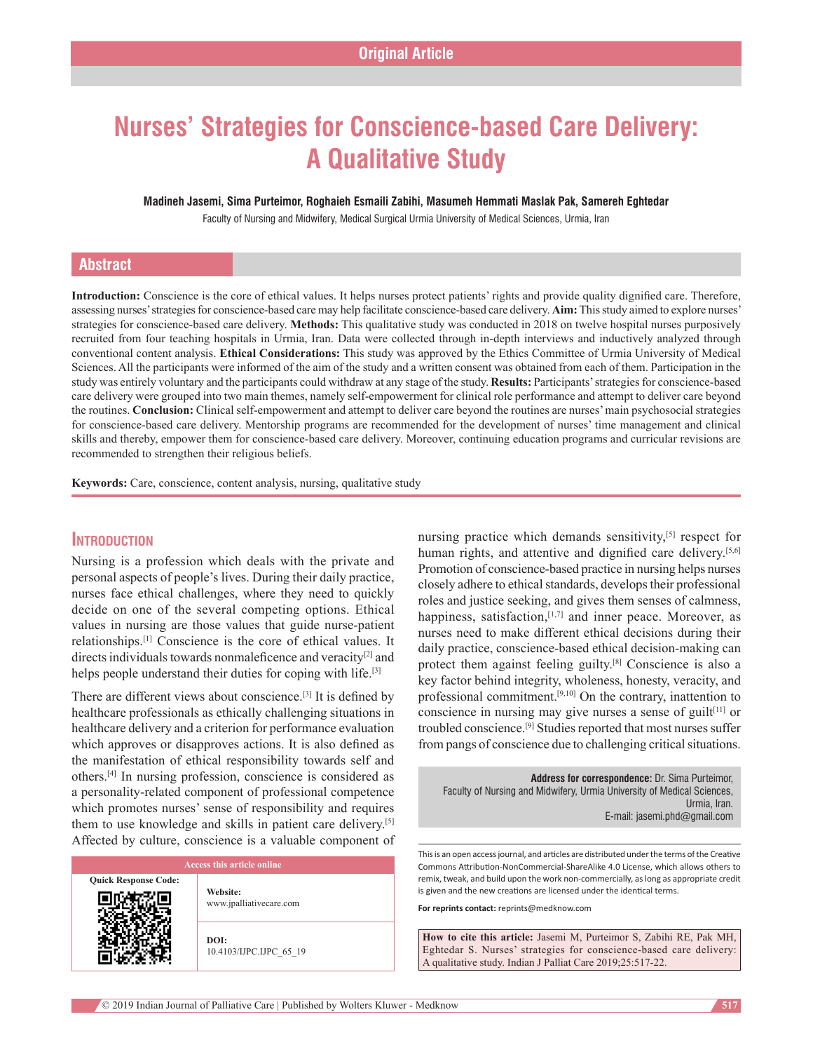Original Article

# Nurses' Strategies for Conscience-based Care Delivery: A Qualitative Study

**Madineh Jasemi, Sima Purteimor, Roghaieh Esmaili Zabihi, Masumeh Hemmati Maslak Pak, Samereh Eghtedar**

Faculty of Nursing and Midwifery, Medical Surgical Urmia University of Medical Sciences, Urmia, Iran

## Abstract

**Introduction:** Conscience is the core of ethical values. It helps nurses protect patients' rights and provide quality dignified care. Therefore, assessing nurses' strategies for conscience-based care may help facilitate conscience-based care delivery. **Aim:** This study aimed to explore nurses' strategies for conscience-based care delivery. **Methods:** This qualitative study was conducted in 2018 on twelve hospital nurses purposively recruited from four teaching hospitals in Urmia, Iran. Data were collected through in-depth interviews and inductively analyzed through conventional content analysis. **Ethical Considerations:** This study was approved by the Ethics Committee of Urmia University of Medical Sciences. All the participants were informed of the aim of the study and a written consent was obtained from each of them. Participation in the study was entirely voluntary and the participants could withdraw at any stage of the study. **Results:** Participants' strategies for conscience-based care delivery were grouped into two main themes, namely self-empowerment for clinical role performance and attempt to deliver care beyond the routines. **Conclusion:** Clinical self-empowerment and attempt to deliver care beyond the routines are nurses' main psychosocial strategies for conscience-based care delivery. Mentorship programs are recommended for the development of nurses' time management and clinical skills and thereby, empower them for conscience-based care delivery. Moreover, continuing education programs and curricular revisions are recommended to strengthen their religious beliefs.

**Keywords:** Care, conscience, content analysis, nursing, qualitative study

## Introduction

Nursing is a profession which deals with the private and personal aspects of people's lives. During their daily practice, nurses face ethical challenges, where they need to quickly decide on one of the several competing options. Ethical values in nursing are those values that guide nurse-patient relationships.[1] Conscience is the core of ethical values. It directs individuals towards nonmaleficence and veracity[2] and helps people understand their duties for coping with life.[3]

There are different views about conscience.[3] It is defined by healthcare professionals as ethically challenging situations in healthcare delivery and a criterion for performance evaluation which approves or disapproves actions. It is also defined as the manifestation of ethical responsibility towards self and others.[4] In nursing profession, conscience is considered as a personality-related component of professional competence which promotes nurses' sense of responsibility and requires them to use knowledge and skills in patient care delivery.[5] Affected by culture, conscience is a valuable component of nursing practice which demands sensitivity,[5] respect for human rights, and attentive and dignified care delivery.[5,6] Promotion of conscience-based practice in nursing helps nurses closely adhere to ethical standards, develops their professional roles and justice seeking, and gives them senses of calmness, happiness, satisfaction,[1,7] and inner peace. Moreover, as nurses need to make different ethical decisions during their daily practice, conscience-based ethical decision-making can protect them against feeling guilty.[8] Conscience is also a key factor behind integrity, wholeness, honesty, veracity, and professional commitment.[9,10] On the contrary, inattention to conscience in nursing may give nurses a sense of guilt[11] or troubled conscience.[9] Studies reported that most nurses suffer from pangs of conscience due to challenging critical situations.

**Address for correspondence:** Dr. Sima Purteimor, Faculty of Nursing and Midwifery, Urmia University of Medical Sciences, Urmia, Iran. E-mail: jasemi.phd@gmail.com

| Access this article online | |
|---|---|
| Quick Response Code: | **Website:** www.jpalliativecare.com |
| | **DOI:** 10.4103/IJPC.IJPC_65_19 |

This is an open access journal, and articles are distributed under the terms of the Creative Commons Attribution-NonCommercial-ShareAlike 4.0 License, which allows others to remix, tweak, and build upon the work non-commercially, as long as appropriate credit is given and the new creations are licensed under the identical terms.

**For reprints contact:** reprints@medknow.com

**How to cite this article:** Jasemi M, Purteimor S, Zabihi RE, Pak MH, Eghtedar S. Nurses' strategies for conscience-based care delivery: A qualitative study. Indian J Palliat Care 2019;25:517-22.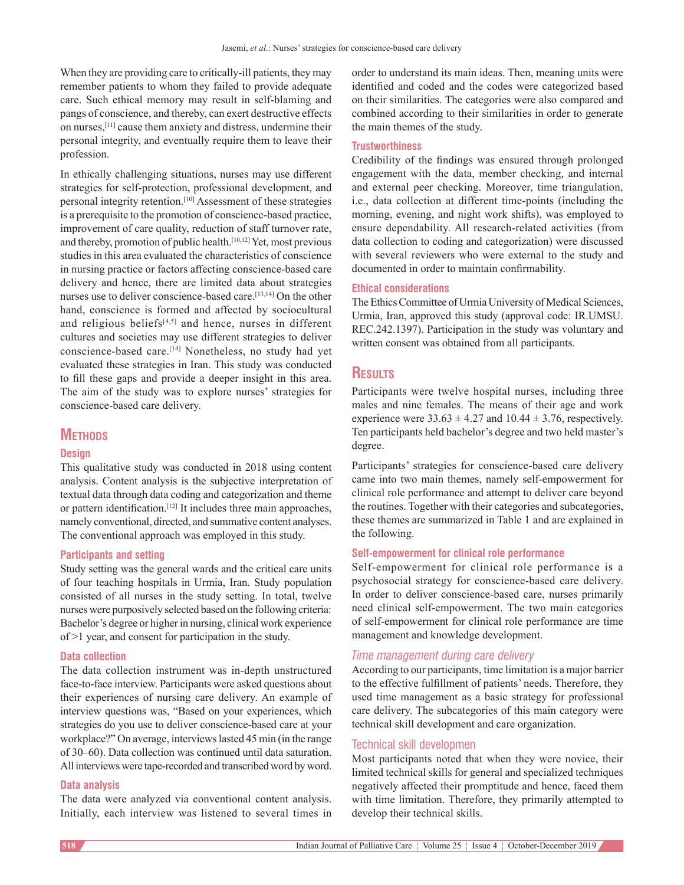When they are providing care to critically-ill patients, they may remember patients to whom they failed to provide adequate care. Such ethical memory may result in self-blaming and pangs of conscience, and thereby, can exert destructive effects on nurses,[11] cause them anxiety and distress, undermine their personal integrity, and eventually require them to leave their profession.

In ethically challenging situations, nurses may use different strategies for self-protection, professional development, and personal integrity retention.[10] Assessment of these strategies is a prerequisite to the promotion of conscience-based practice, improvement of care quality, reduction of staff turnover rate, and thereby, promotion of public health.[10,12] Yet, most previous studies in this area evaluated the characteristics of conscience in nursing practice or factors affecting conscience-based care delivery and hence, there are limited data about strategies nurses use to deliver conscience-based care.[13,14] On the other hand, conscience is formed and affected by sociocultural and religious beliefs[4,5] and hence, nurses in different cultures and societies may use different strategies to deliver conscience-based care.[14] Nonetheless, no study had yet evaluated these strategies in Iran. This study was conducted to fill these gaps and provide a deeper insight in this area. The aim of the study was to explore nurses' strategies for conscience-based care delivery.

## Methods

### Design

This qualitative study was conducted in 2018 using content analysis. Content analysis is the subjective interpretation of textual data through data coding and categorization and theme or pattern identification.[12] It includes three main approaches, namely conventional, directed, and summative content analyses. The conventional approach was employed in this study.

### Participants and setting

Study setting was the general wards and the critical care units of four teaching hospitals in Urmia, Iran. Study population consisted of all nurses in the study setting. In total, twelve nurses were purposively selected based on the following criteria: Bachelor's degree or higher in nursing, clinical work experience of >1 year, and consent for participation in the study.

### Data collection

The data collection instrument was in-depth unstructured face-to-face interview. Participants were asked questions about their experiences of nursing care delivery. An example of interview questions was, "Based on your experiences, which strategies do you use to deliver conscience-based care at your workplace?" On average, interviews lasted 45 min (in the range of 30–60). Data collection was continued until data saturation. All interviews were tape-recorded and transcribed word by word.

### Data analysis

The data were analyzed via conventional content analysis. Initially, each interview was listened to several times in order to understand its main ideas. Then, meaning units were identified and coded and the codes were categorized based on their similarities. The categories were also compared and combined according to their similarities in order to generate the main themes of the study.

### Trustworthiness

Credibility of the findings was ensured through prolonged engagement with the data, member checking, and internal and external peer checking. Moreover, time triangulation, i.e., data collection at different time-points (including the morning, evening, and night work shifts), was employed to ensure dependability. All research-related activities (from data collection to coding and categorization) were discussed with several reviewers who were external to the study and documented in order to maintain confirmability.

### Ethical considerations

The Ethics Committee of Urmia University of Medical Sciences, Urmia, Iran, approved this study (approval code: IR.UMSU.REC.242.1397). Participation in the study was voluntary and written consent was obtained from all participants.

## Results

Participants were twelve hospital nurses, including three males and nine females. The means of their age and work experience were $33.63 \pm 4.27$ and $10.44 \pm 3.76$, respectively. Ten participants held bachelor's degree and two held master's degree.

Participants' strategies for conscience-based care delivery came into two main themes, namely self-empowerment for clinical role performance and attempt to deliver care beyond the routines. Together with their categories and subcategories, these themes are summarized in Table 1 and are explained in the following.

### Self-empowerment for clinical role performance

Self-empowerment for clinical role performance is a psychosocial strategy for conscience-based care delivery. In order to deliver conscience-based care, nurses primarily need clinical self-empowerment. The two main categories of self-empowerment for clinical role performance are time management and knowledge development.

#### *Time management during care delivery*

According to our participants, time limitation is a major barrier to the effective fulfillment of patients' needs. Therefore, they used time management as a basic strategy for professional care delivery. The subcategories of this main category were technical skill development and care organization.

#### Technical skill developmen

Most participants noted that when they were novice, their limited technical skills for general and specialized techniques negatively affected their promptitude and hence, faced them with time limitation. Therefore, they primarily attempted to develop their technical skills.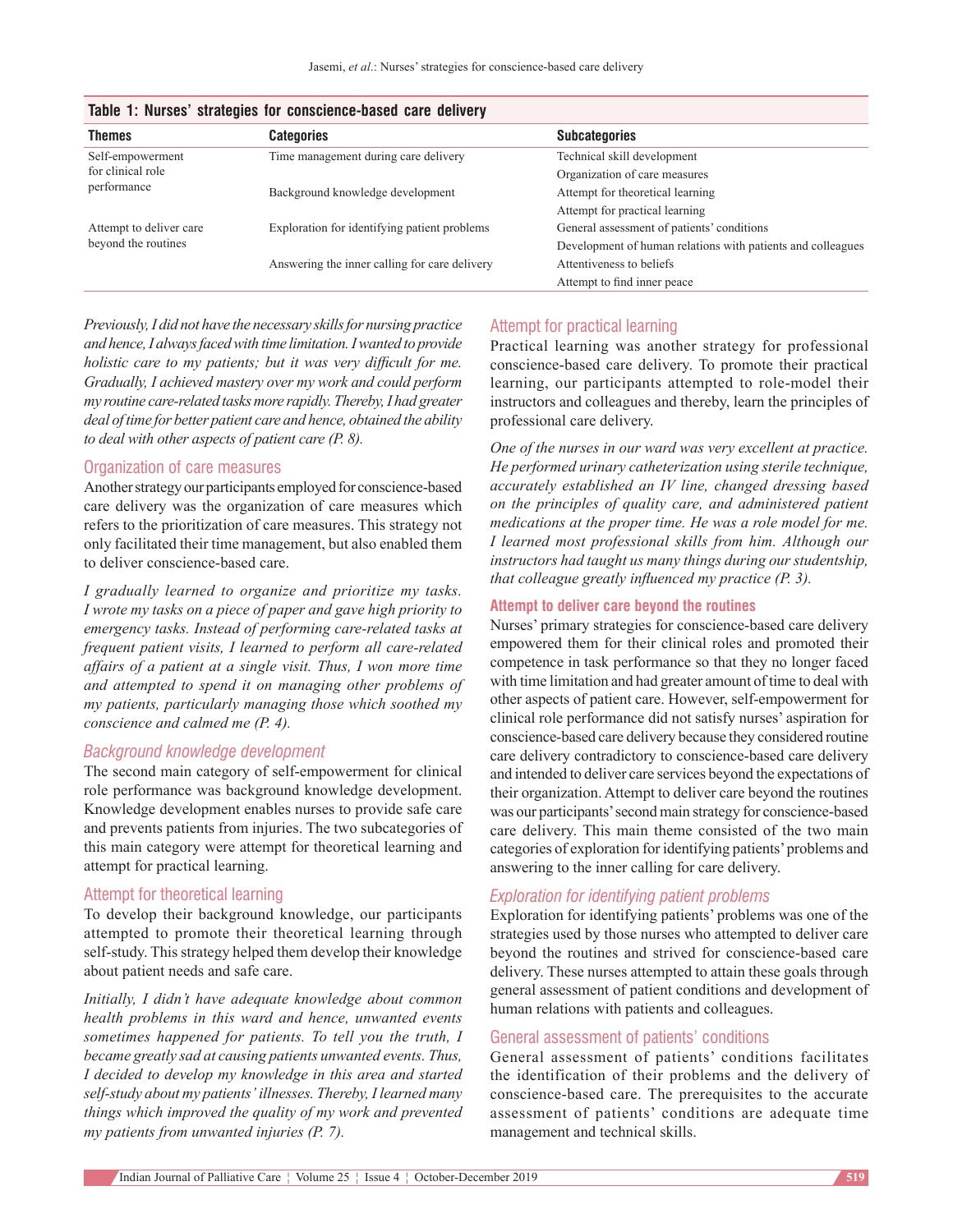**Table 1: Nurses' strategies for conscience-based care delivery**

| Themes | Categories | Subcategories |
|---|---|---|
| Self-empowerment for clinical role performance | Time management during care delivery | Technical skill development |
| | | Organization of care measures |
| | Background knowledge development | Attempt for theoretical learning |
| | | Attempt for practical learning |
| Attempt to deliver care beyond the routines | Exploration for identifying patient problems | General assessment of patients' conditions |
| | | Development of human relations with patients and colleagues |
| | Answering the inner calling for care delivery | Attentiveness to beliefs |
| | | Attempt to find inner peace |

*Previously, I did not have the necessary skills for nursing practice and hence, I always faced with time limitation. I wanted to provide holistic care to my patients; but it was very difficult for me. Gradually, I achieved mastery over my work and could perform my routine care-related tasks more rapidly. Thereby, I had greater deal of time for better patient care and hence, obtained the ability to deal with other aspects of patient care (P. 8).*

### Organization of care measures

Another strategy our participants employed for conscience-based care delivery was the organization of care measures which refers to the prioritization of care measures. This strategy not only facilitated their time management, but also enabled them to deliver conscience-based care.

*I gradually learned to organize and prioritize my tasks. I wrote my tasks on a piece of paper and gave high priority to emergency tasks. Instead of performing care-related tasks at frequent patient visits, I learned to perform all care-related affairs of a patient at a single visit. Thus, I won more time and attempted to spend it on managing other problems of my patients, particularly managing those which soothed my conscience and calmed me (P. 4).*

### *Background knowledge development*

The second main category of self-empowerment for clinical role performance was background knowledge development. Knowledge development enables nurses to provide safe care and prevents patients from injuries. The two subcategories of this main category were attempt for theoretical learning and attempt for practical learning.

### Attempt for theoretical learning

To develop their background knowledge, our participants attempted to promote their theoretical learning through self-study. This strategy helped them develop their knowledge about patient needs and safe care.

*Initially, I didn't have adequate knowledge about common health problems in this ward and hence, unwanted events sometimes happened for patients. To tell you the truth, I became greatly sad at causing patients unwanted events. Thus, I decided to develop my knowledge in this area and started self-study about my patients' illnesses. Thereby, I learned many things which improved the quality of my work and prevented my patients from unwanted injuries (P. 7).*

### Attempt for practical learning

Practical learning was another strategy for professional conscience-based care delivery. To promote their practical learning, our participants attempted to role-model their instructors and colleagues and thereby, learn the principles of professional care delivery.

*One of the nurses in our ward was very excellent at practice. He performed urinary catheterization using sterile technique, accurately established an IV line, changed dressing based on the principles of quality care, and administered patient medications at the proper time. He was a role model for me. I learned most professional skills from him. Although our instructors had taught us many things during our studentship, that colleague greatly influenced my practice (P. 3).*

## Attempt to deliver care beyond the routines

Nurses' primary strategies for conscience-based care delivery empowered them for their clinical roles and promoted their competence in task performance so that they no longer faced with time limitation and had greater amount of time to deal with other aspects of patient care. However, self-empowerment for clinical role performance did not satisfy nurses' aspiration for conscience-based care delivery because they considered routine care delivery contradictory to conscience-based care delivery and intended to deliver care services beyond the expectations of their organization. Attempt to deliver care beyond the routines was our participants' second main strategy for conscience-based care delivery. This main theme consisted of the two main categories of exploration for identifying patients' problems and answering to the inner calling for care delivery.

### *Exploration for identifying patient problems*

Exploration for identifying patients' problems was one of the strategies used by those nurses who attempted to deliver care beyond the routines and strived for conscience-based care delivery. These nurses attempted to attain these goals through general assessment of patient conditions and development of human relations with patients and colleagues.

### General assessment of patients' conditions

General assessment of patients' conditions facilitates the identification of their problems and the delivery of conscience-based care. The prerequisites to the accurate assessment of patients' conditions are adequate time management and technical skills.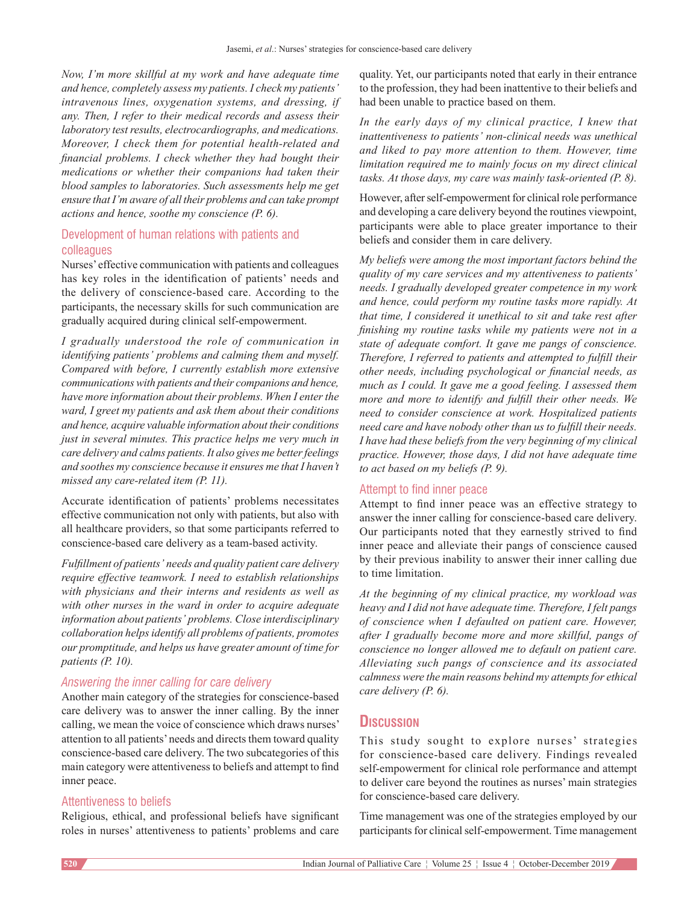*Now, I'm more skillful at my work and have adequate time and hence, completely assess my patients. I check my patients' intravenous lines, oxygenation systems, and dressing, if any. Then, I refer to their medical records and assess their laboratory test results, electrocardiographs, and medications. Moreover, I check them for potential health-related and financial problems. I check whether they had bought their medications or whether their companions had taken their blood samples to laboratories. Such assessments help me get ensure that I'm aware of all their problems and can take prompt actions and hence, soothe my conscience (P. 6).*

### Development of human relations with patients and colleagues

Nurses' effective communication with patients and colleagues has key roles in the identification of patients' needs and the delivery of conscience-based care. According to the participants, the necessary skills for such communication are gradually acquired during clinical self-empowerment.

*I gradually understood the role of communication in identifying patients' problems and calming them and myself. Compared with before, I currently establish more extensive communications with patients and their companions and hence, have more information about their problems. When I enter the ward, I greet my patients and ask them about their conditions and hence, acquire valuable information about their conditions just in several minutes. This practice helps me very much in care delivery and calms patients. It also gives me better feelings and soothes my conscience because it ensures me that I haven't missed any care-related item (P. 11).*

Accurate identification of patients' problems necessitates effective communication not only with patients, but also with all healthcare providers, so that some participants referred to conscience-based care delivery as a team-based activity.

*Fulfillment of patients' needs and quality patient care delivery require effective teamwork. I need to establish relationships with physicians and their interns and residents as well as with other nurses in the ward in order to acquire adequate information about patients' problems. Close interdisciplinary collaboration helps identify all problems of patients, promotes our promptitude, and helps us have greater amount of time for patients (P. 10).*

## *Answering the inner calling for care delivery*

Another main category of the strategies for conscience-based care delivery was to answer the inner calling. By the inner calling, we mean the voice of conscience which draws nurses' attention to all patients' needs and directs them toward quality conscience-based care delivery. The two subcategories of this main category were attentiveness to beliefs and attempt to find inner peace.

### Attentiveness to beliefs

Religious, ethical, and professional beliefs have significant roles in nurses' attentiveness to patients' problems and care quality. Yet, our participants noted that early in their entrance to the profession, they had been inattentive to their beliefs and had been unable to practice based on them.

*In the early days of my clinical practice, I knew that inattentiveness to patients' non-clinical needs was unethical and liked to pay more attention to them. However, time limitation required me to mainly focus on my direct clinical tasks. At those days, my care was mainly task-oriented (P. 8).*

However, after self-empowerment for clinical role performance and developing a care delivery beyond the routines viewpoint, participants were able to place greater importance to their beliefs and consider them in care delivery.

*My beliefs were among the most important factors behind the quality of my care services and my attentiveness to patients' needs. I gradually developed greater competence in my work and hence, could perform my routine tasks more rapidly. At that time, I considered it unethical to sit and take rest after finishing my routine tasks while my patients were not in a state of adequate comfort. It gave me pangs of conscience. Therefore, I referred to patients and attempted to fulfill their other needs, including psychological or financial needs, as much as I could. It gave me a good feeling. I assessed them more and more to identify and fulfill their other needs. We need to consider conscience at work. Hospitalized patients need care and have nobody other than us to fulfill their needs. I have had these beliefs from the very beginning of my clinical practice. However, those days, I did not have adequate time to act based on my beliefs (P. 9).*

### Attempt to find inner peace

Attempt to find inner peace was an effective strategy to answer the inner calling for conscience-based care delivery. Our participants noted that they earnestly strived to find inner peace and alleviate their pangs of conscience caused by their previous inability to answer their inner calling due to time limitation.

*At the beginning of my clinical practice, my workload was heavy and I did not have adequate time. Therefore, I felt pangs of conscience when I defaulted on patient care. However, after I gradually become more and more skillful, pangs of conscience no longer allowed me to default on patient care. Alleviating such pangs of conscience and its associated calmness were the main reasons behind my attempts for ethical care delivery (P. 6).*

## Discussion

This study sought to explore nurses' strategies for conscience-based care delivery. Findings revealed self-empowerment for clinical role performance and attempt to deliver care beyond the routines as nurses' main strategies for conscience-based care delivery.

Time management was one of the strategies employed by our participants for clinical self-empowerment. Time management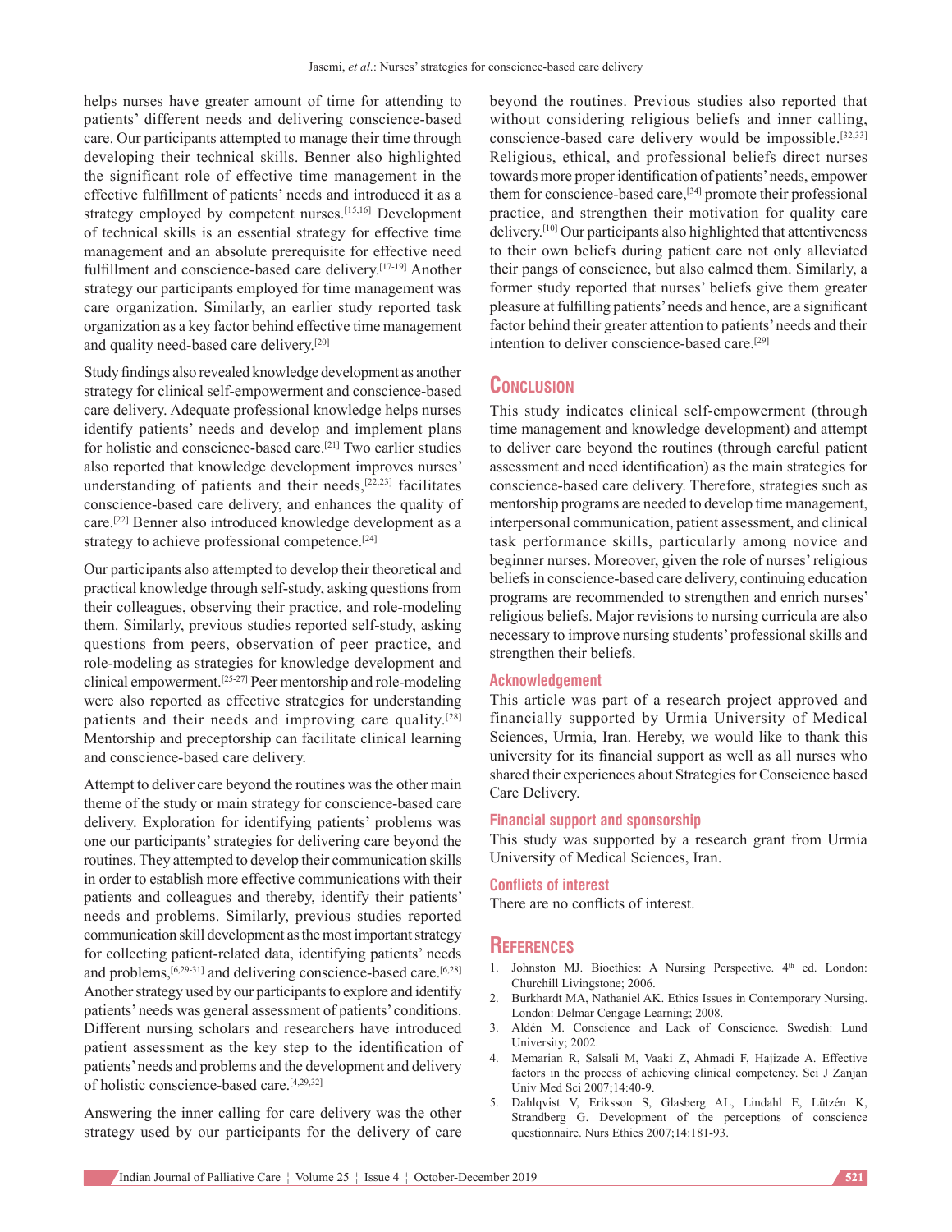helps nurses have greater amount of time for attending to patients' different needs and delivering conscience-based care. Our participants attempted to manage their time through developing their technical skills. Benner also highlighted the significant role of effective time management in the effective fulfillment of patients' needs and introduced it as a strategy employed by competent nurses.[15,16] Development of technical skills is an essential strategy for effective time management and an absolute prerequisite for effective need fulfillment and conscience-based care delivery.[17-19] Another strategy our participants employed for time management was care organization. Similarly, an earlier study reported task organization as a key factor behind effective time management and quality need-based care delivery.[20]

Study findings also revealed knowledge development as another strategy for clinical self-empowerment and conscience-based care delivery. Adequate professional knowledge helps nurses identify patients' needs and develop and implement plans for holistic and conscience-based care.[21] Two earlier studies also reported that knowledge development improves nurses' understanding of patients and their needs,[22,23] facilitates conscience-based care delivery, and enhances the quality of care.[22] Benner also introduced knowledge development as a strategy to achieve professional competence.[24]

Our participants also attempted to develop their theoretical and practical knowledge through self-study, asking questions from their colleagues, observing their practice, and role-modeling them. Similarly, previous studies reported self-study, asking questions from peers, observation of peer practice, and role-modeling as strategies for knowledge development and clinical empowerment.[25-27] Peer mentorship and role-modeling were also reported as effective strategies for understanding patients and their needs and improving care quality.[28] Mentorship and preceptorship can facilitate clinical learning and conscience-based care delivery.

Attempt to deliver care beyond the routines was the other main theme of the study or main strategy for conscience-based care delivery. Exploration for identifying patients' problems was one our participants' strategies for delivering care beyond the routines. They attempted to develop their communication skills in order to establish more effective communications with their patients and colleagues and thereby, identify their patients' needs and problems. Similarly, previous studies reported communication skill development as the most important strategy for collecting patient-related data, identifying patients' needs and problems,[6,29-31] and delivering conscience-based care.[6,28] Another strategy used by our participants to explore and identify patients' needs was general assessment of patients' conditions. Different nursing scholars and researchers have introduced patient assessment as the key step to the identification of patients' needs and problems and the development and delivery of holistic conscience-based care.[4,29,32]

Answering the inner calling for care delivery was the other strategy used by our participants for the delivery of care beyond the routines. Previous studies also reported that without considering religious beliefs and inner calling, conscience-based care delivery would be impossible.[32,33] Religious, ethical, and professional beliefs direct nurses towards more proper identification of patients' needs, empower them for conscience-based care,[34] promote their professional practice, and strengthen their motivation for quality care delivery.[10] Our participants also highlighted that attentiveness to their own beliefs during patient care not only alleviated their pangs of conscience, but also calmed them. Similarly, a former study reported that nurses' beliefs give them greater pleasure at fulfilling patients' needs and hence, are a significant factor behind their greater attention to patients' needs and their intention to deliver conscience-based care.[29]

## Conclusion

This study indicates clinical self-empowerment (through time management and knowledge development) and attempt to deliver care beyond the routines (through careful patient assessment and need identification) as the main strategies for conscience-based care delivery. Therefore, strategies such as mentorship programs are needed to develop time management, interpersonal communication, patient assessment, and clinical task performance skills, particularly among novice and beginner nurses. Moreover, given the role of nurses' religious beliefs in conscience-based care delivery, continuing education programs are recommended to strengthen and enrich nurses' religious beliefs. Major revisions to nursing curricula are also necessary to improve nursing students' professional skills and strengthen their beliefs.

### Acknowledgement

This article was part of a research project approved and financially supported by Urmia University of Medical Sciences, Urmia, Iran. Hereby, we would like to thank this university for its financial support as well as all nurses who shared their experiences about Strategies for Conscience based Care Delivery.

### Financial support and sponsorship

This study was supported by a research grant from Urmia University of Medical Sciences, Iran.

### Conflicts of interest

There are no conflicts of interest.

## References

1. Johnston MJ. Bioethics: A Nursing Perspective. 4th ed. London: Churchill Livingstone; 2006.
2. Burkhardt MA, Nathaniel AK. Ethics Issues in Contemporary Nursing. London: Delmar Cengage Learning; 2008.
3. Aldén M. Conscience and Lack of Conscience. Swedish: Lund University; 2002.
4. Memarian R, Salsali M, Vaaki Z, Ahmadi F, Hajizade A. Effective factors in the process of achieving clinical competency. Sci J Zanjan Univ Med Sci 2007;14:40-9.
5. Dahlqvist V, Eriksson S, Glasberg AL, Lindahl E, Lützén K, Strandberg G. Development of the perceptions of conscience questionnaire. Nurs Ethics 2007;14:181-93.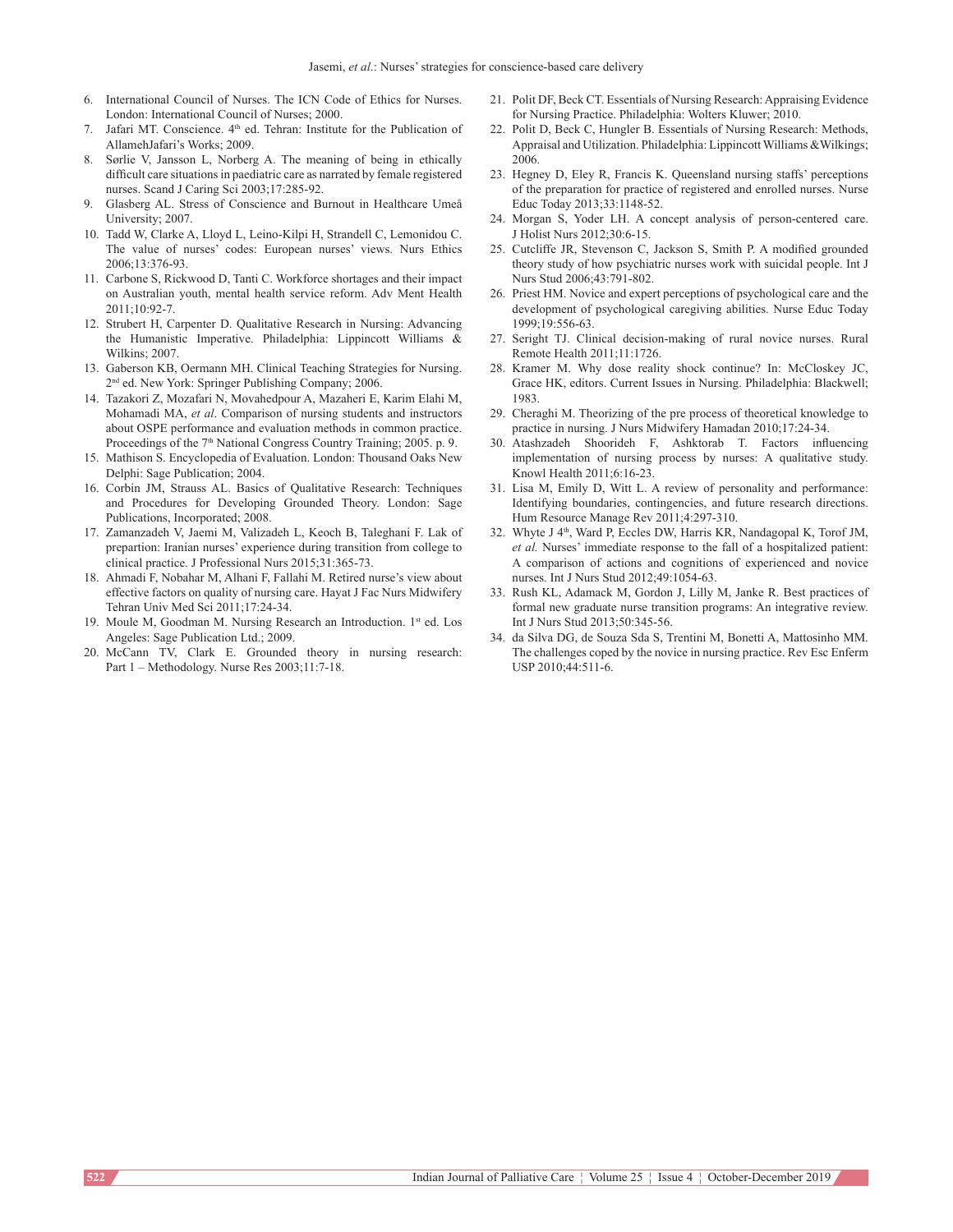6. International Council of Nurses. The ICN Code of Ethics for Nurses. London: International Council of Nurses; 2000.
7. Jafari MT. Conscience. 4th ed. Tehran: Institute for the Publication of AllamehJafari's Works; 2009.
8. Sørlie V, Jansson L, Norberg A. The meaning of being in ethically difficult care situations in paediatric care as narrated by female registered nurses. Scand J Caring Sci 2003;17:285-92.
9. Glasberg AL. Stress of Conscience and Burnout in Healthcare Umeå University; 2007.
10. Tadd W, Clarke A, Lloyd L, Leino-Kilpi H, Strandell C, Lemonidou C. The value of nurses' codes: European nurses' views. Nurs Ethics 2006;13:376-93.
11. Carbone S, Rickwood D, Tanti C. Workforce shortages and their impact on Australian youth, mental health service reform. Adv Ment Health 2011;10:92-7.
12. Strubert H, Carpenter D. Qualitative Research in Nursing: Advancing the Humanistic Imperative. Philadelphia: Lippincott Williams & Wilkins; 2007.
13. Gaberson KB, Oermann MH. Clinical Teaching Strategies for Nursing. 2nd ed. New York: Springer Publishing Company; 2006.
14. Tazakori Z, Mozafari N, Movahedpour A, Mazaheri E, Karim Elahi M, Mohamadi MA, *et al*. Comparison of nursing students and instructors about OSPE performance and evaluation methods in common practice. Proceedings of the 7th National Congress Country Training; 2005. p. 9.
15. Mathison S. Encyclopedia of Evaluation. London: Thousand Oaks New Delphi: Sage Publication; 2004.
16. Corbin JM, Strauss AL. Basics of Qualitative Research: Techniques and Procedures for Developing Grounded Theory. London: Sage Publications, Incorporated; 2008.
17. Zamanzadeh V, Jaemi M, Valizadeh L, Keoch B, Taleghani F. Lak of prepartion: Iranian nurses' experience during transition from college to clinical practice. J Professional Nurs 2015;31:365-73.
18. Ahmadi F, Nobahar M, Alhani F, Fallahi M. Retired nurse's view about effective factors on quality of nursing care. Hayat J Fac Nurs Midwifery Tehran Univ Med Sci 2011;17:24-34.
19. Moule M, Goodman M. Nursing Research an Introduction. 1st ed. Los Angeles: Sage Publication Ltd.; 2009.
20. McCann TV, Clark E. Grounded theory in nursing research: Part 1 – Methodology. Nurse Res 2003;11:7-18.
21. Polit DF, Beck CT. Essentials of Nursing Research: Appraising Evidence for Nursing Practice. Philadelphia: Wolters Kluwer; 2010.
22. Polit D, Beck C, Hungler B. Essentials of Nursing Research: Methods, Appraisal and Utilization. Philadelphia: Lippincott Williams &Wilkings; 2006.
23. Hegney D, Eley R, Francis K. Queensland nursing staffs' perceptions of the preparation for practice of registered and enrolled nurses. Nurse Educ Today 2013;33:1148-52.
24. Morgan S, Yoder LH. A concept analysis of person-centered care. J Holist Nurs 2012;30:6-15.
25. Cutcliffe JR, Stevenson C, Jackson S, Smith P. A modified grounded theory study of how psychiatric nurses work with suicidal people. Int J Nurs Stud 2006;43:791-802.
26. Priest HM. Novice and expert perceptions of psychological care and the development of psychological caregiving abilities. Nurse Educ Today 1999;19:556-63.
27. Seright TJ. Clinical decision-making of rural novice nurses. Rural Remote Health 2011;11:1726.
28. Kramer M. Why dose reality shock continue? In: McCloskey JC, Grace HK, editors. Current Issues in Nursing. Philadelphia: Blackwell; 1983.
29. Cheraghi M. Theorizing of the pre process of theoretical knowledge to practice in nursing. J Nurs Midwifery Hamadan 2010;17:24-34.
30. Atashzadeh Shoorideh F, Ashktorab T. Factors influencing implementation of nursing process by nurses: A qualitative study. Knowl Health 2011;6:16-23.
31. Lisa M, Emily D, Witt L. A review of personality and performance: Identifying boundaries, contingencies, and future research directions. Hum Resource Manage Rev 2011;4:297-310.
32. Whyte J 4th, Ward P, Eccles DW, Harris KR, Nandagopal K, Torof JM, *et al.* Nurses' immediate response to the fall of a hospitalized patient: A comparison of actions and cognitions of experienced and novice nurses. Int J Nurs Stud 2012;49:1054-63.
33. Rush KL, Adamack M, Gordon J, Lilly M, Janke R. Best practices of formal new graduate nurse transition programs: An integrative review. Int J Nurs Stud 2013;50:345-56.
34. da Silva DG, de Souza Sda S, Trentini M, Bonetti A, Mattosinho MM. The challenges coped by the novice in nursing practice. Rev Esc Enferm USP 2010;44:511-6.